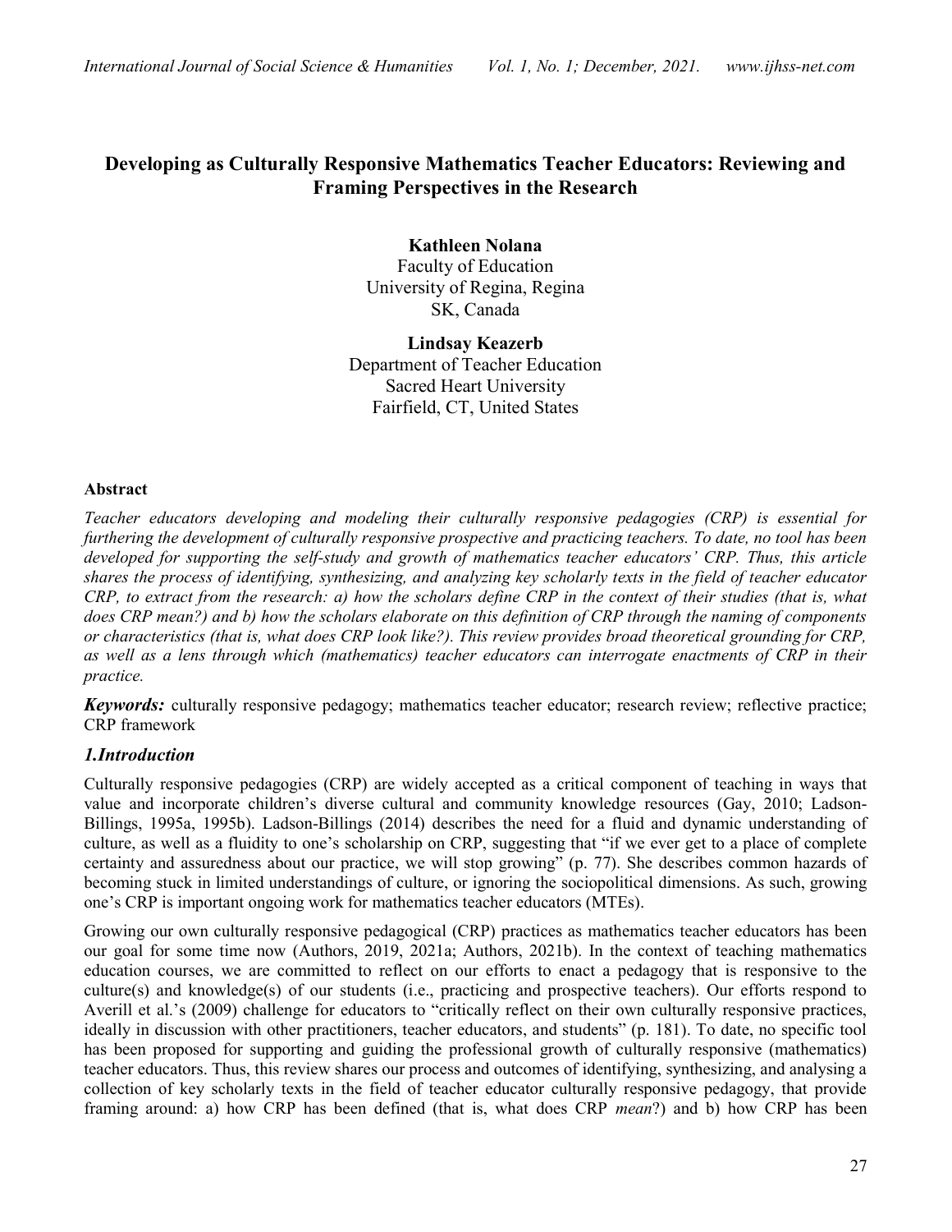# Developing as Culturally Responsive Mathematics Teacher Educators: Reviewing and Framing Perspectives in the Research

**Kathleen Nolana**
Faculty of Education
University of Regina, Regina
SK, Canada

**Lindsay Keazerb**
Department of Teacher Education
Sacred Heart University
Fairfield, CT, United States

### Abstract

*Teacher educators developing and modeling their culturally responsive pedagogies (CRP) is essential for furthering the development of culturally responsive prospective and practicing teachers. To date, no tool has been developed for supporting the self-study and growth of mathematics teacher educators' CRP. Thus, this article shares the process of identifying, synthesizing, and analyzing key scholarly texts in the field of teacher educator CRP, to extract from the research: a) how the scholars define CRP in the context of their studies (that is, what does CRP mean?) and b) how the scholars elaborate on this definition of CRP through the naming of components or characteristics (that is, what does CRP look like?). This review provides broad theoretical grounding for CRP, as well as a lens through which (mathematics) teacher educators can interrogate enactments of CRP in their practice.*

***Keywords:*** culturally responsive pedagogy; mathematics teacher educator; research review; reflective practice; CRP framework

## *1.Introduction*

Culturally responsive pedagogies (CRP) are widely accepted as a critical component of teaching in ways that value and incorporate children's diverse cultural and community knowledge resources (Gay, 2010; Ladson-Billings, 1995a, 1995b). Ladson-Billings (2014) describes the need for a fluid and dynamic understanding of culture, as well as a fluidity to one's scholarship on CRP, suggesting that "if we ever get to a place of complete certainty and assuredness about our practice, we will stop growing" (p. 77). She describes common hazards of becoming stuck in limited understandings of culture, or ignoring the sociopolitical dimensions. As such, growing one's CRP is important ongoing work for mathematics teacher educators (MTEs).

Growing our own culturally responsive pedagogical (CRP) practices as mathematics teacher educators has been our goal for some time now (Authors, 2019, 2021a; Authors, 2021b). In the context of teaching mathematics education courses, we are committed to reflect on our efforts to enact a pedagogy that is responsive to the culture(s) and knowledge(s) of our students (i.e., practicing and prospective teachers). Our efforts respond to Averill et al.'s (2009) challenge for educators to "critically reflect on their own culturally responsive practices, ideally in discussion with other practitioners, teacher educators, and students" (p. 181). To date, no specific tool has been proposed for supporting and guiding the professional growth of culturally responsive (mathematics) teacher educators. Thus, this review shares our process and outcomes of identifying, synthesizing, and analysing a collection of key scholarly texts in the field of teacher educator culturally responsive pedagogy, that provide framing around: a) how CRP has been defined (that is, what does CRP *mean*?) and b) how CRP has been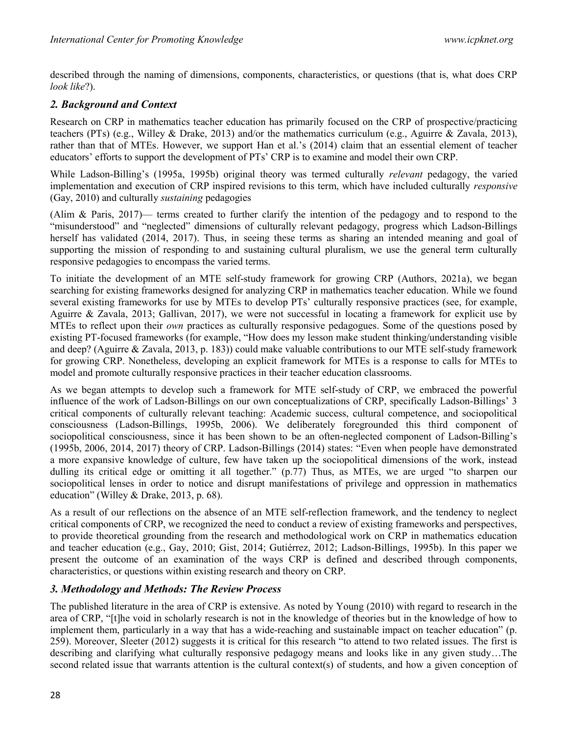described through the naming of dimensions, components, characteristics, or questions (that is, what does CRP *look like*?).

## *2. Background and Context*

Research on CRP in mathematics teacher education has primarily focused on the CRP of prospective/practicing teachers (PTs) (e.g., Willey & Drake, 2013) and/or the mathematics curriculum (e.g., Aguirre & Zavala, 2013), rather than that of MTEs. However, we support Han et al.'s (2014) claim that an essential element of teacher educators' efforts to support the development of PTs' CRP is to examine and model their own CRP.

While Ladson-Billing's (1995a, 1995b) original theory was termed culturally *relevant* pedagogy, the varied implementation and execution of CRP inspired revisions to this term, which have included culturally *responsive* (Gay, 2010) and culturally *sustaining* pedagogies (Alim & Paris, 2017)— terms created to further clarify the intention of the pedagogy and to respond to the "misunderstood" and "neglected" dimensions of culturally relevant pedagogy, progress which Ladson-Billings herself has validated (2014, 2017). Thus, in seeing these terms as sharing an intended meaning and goal of supporting the mission of responding to and sustaining cultural pluralism, we use the general term culturally responsive pedagogies to encompass the varied terms.

To initiate the development of an MTE self-study framework for growing CRP (Authors, 2021a), we began searching for existing frameworks designed for analyzing CRP in mathematics teacher education. While we found several existing frameworks for use by MTEs to develop PTs' culturally responsive practices (see, for example, Aguirre & Zavala, 2013; Gallivan, 2017), we were not successful in locating a framework for explicit use by MTEs to reflect upon their *own* practices as culturally responsive pedagogues. Some of the questions posed by existing PT-focused frameworks (for example, "How does my lesson make student thinking/understanding visible and deep? (Aguirre & Zavala, 2013, p. 183)) could make valuable contributions to our MTE self-study framework for growing CRP. Nonetheless, developing an explicit framework for MTEs is a response to calls for MTEs to model and promote culturally responsive practices in their teacher education classrooms.

As we began attempts to develop such a framework for MTE self-study of CRP, we embraced the powerful influence of the work of Ladson-Billings on our own conceptualizations of CRP, specifically Ladson-Billings' 3 critical components of culturally relevant teaching: Academic success, cultural competence, and sociopolitical consciousness (Ladson-Billings, 1995b, 2006). We deliberately foregrounded this third component of sociopolitical consciousness, since it has been shown to be an often-neglected component of Ladson-Billing's (1995b, 2006, 2014, 2017) theory of CRP. Ladson-Billings (2014) states: "Even when people have demonstrated a more expansive knowledge of culture, few have taken up the sociopolitical dimensions of the work, instead dulling its critical edge or omitting it all together." (p.77) Thus, as MTEs, we are urged "to sharpen our sociopolitical lenses in order to notice and disrupt manifestations of privilege and oppression in mathematics education" (Willey & Drake, 2013, p. 68).

As a result of our reflections on the absence of an MTE self-reflection framework, and the tendency to neglect critical components of CRP, we recognized the need to conduct a review of existing frameworks and perspectives, to provide theoretical grounding from the research and methodological work on CRP in mathematics education and teacher education (e.g., Gay, 2010; Gist, 2014; Gutiérrez, 2012; Ladson-Billings, 1995b). In this paper we present the outcome of an examination of the ways CRP is defined and described through components, characteristics, or questions within existing research and theory on CRP.

## *3. Methodology and Methods: The Review Process*

The published literature in the area of CRP is extensive. As noted by Young (2010) with regard to research in the area of CRP, "[t]he void in scholarly research is not in the knowledge of theories but in the knowledge of how to implement them, particularly in a way that has a wide-reaching and sustainable impact on teacher education" (p. 259). Moreover, Sleeter (2012) suggests it is critical for this research "to attend to two related issues. The first is describing and clarifying what culturally responsive pedagogy means and looks like in any given study…The second related issue that warrants attention is the cultural context(s) of students, and how a given conception of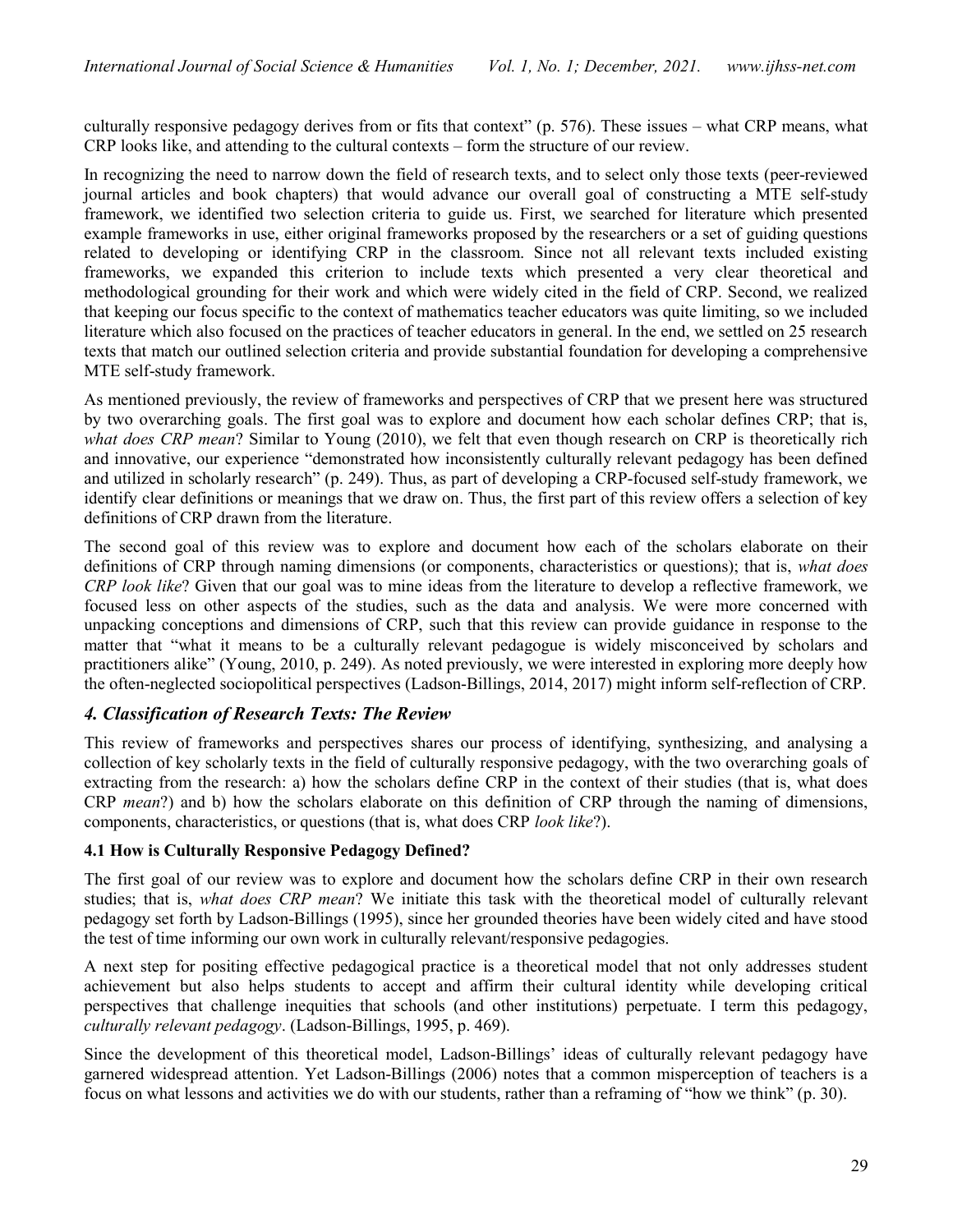culturally responsive pedagogy derives from or fits that context" (p. 576). These issues – what CRP means, what CRP looks like, and attending to the cultural contexts – form the structure of our review.

In recognizing the need to narrow down the field of research texts, and to select only those texts (peer-reviewed journal articles and book chapters) that would advance our overall goal of constructing a MTE self-study framework, we identified two selection criteria to guide us. First, we searched for literature which presented example frameworks in use, either original frameworks proposed by the researchers or a set of guiding questions related to developing or identifying CRP in the classroom. Since not all relevant texts included existing frameworks, we expanded this criterion to include texts which presented a very clear theoretical and methodological grounding for their work and which were widely cited in the field of CRP. Second, we realized that keeping our focus specific to the context of mathematics teacher educators was quite limiting, so we included literature which also focused on the practices of teacher educators in general. In the end, we settled on 25 research texts that match our outlined selection criteria and provide substantial foundation for developing a comprehensive MTE self-study framework.

As mentioned previously, the review of frameworks and perspectives of CRP that we present here was structured by two overarching goals. The first goal was to explore and document how each scholar defines CRP; that is, *what does CRP mean*? Similar to Young (2010), we felt that even though research on CRP is theoretically rich and innovative, our experience "demonstrated how inconsistently culturally relevant pedagogy has been defined and utilized in scholarly research" (p. 249). Thus, as part of developing a CRP-focused self-study framework, we identify clear definitions or meanings that we draw on. Thus, the first part of this review offers a selection of key definitions of CRP drawn from the literature.

The second goal of this review was to explore and document how each of the scholars elaborate on their definitions of CRP through naming dimensions (or components, characteristics or questions); that is, *what does CRP look like*? Given that our goal was to mine ideas from the literature to develop a reflective framework, we focused less on other aspects of the studies, such as the data and analysis. We were more concerned with unpacking conceptions and dimensions of CRP, such that this review can provide guidance in response to the matter that "what it means to be a culturally relevant pedagogue is widely misconceived by scholars and practitioners alike" (Young, 2010, p. 249). As noted previously, we were interested in exploring more deeply how the often-neglected sociopolitical perspectives (Ladson-Billings, 2014, 2017) might inform self-reflection of CRP.

## *4. Classification of Research Texts: The Review*

This review of frameworks and perspectives shares our process of identifying, synthesizing, and analysing a collection of key scholarly texts in the field of culturally responsive pedagogy, with the two overarching goals of extracting from the research: a) how the scholars define CRP in the context of their studies (that is, what does CRP *mean*?) and b) how the scholars elaborate on this definition of CRP through the naming of dimensions, components, characteristics, or questions (that is, what does CRP *look like*?).

### 4.1 How is Culturally Responsive Pedagogy Defined?

The first goal of our review was to explore and document how the scholars define CRP in their own research studies; that is, *what does CRP mean*? We initiate this task with the theoretical model of culturally relevant pedagogy set forth by Ladson-Billings (1995), since her grounded theories have been widely cited and have stood the test of time informing our own work in culturally relevant/responsive pedagogies.

A next step for positing effective pedagogical practice is a theoretical model that not only addresses student achievement but also helps students to accept and affirm their cultural identity while developing critical perspectives that challenge inequities that schools (and other institutions) perpetuate. I term this pedagogy, *culturally relevant pedagogy*. (Ladson-Billings, 1995, p. 469).

Since the development of this theoretical model, Ladson-Billings' ideas of culturally relevant pedagogy have garnered widespread attention. Yet Ladson-Billings (2006) notes that a common misperception of teachers is a focus on what lessons and activities we do with our students, rather than a reframing of "how we think" (p. 30).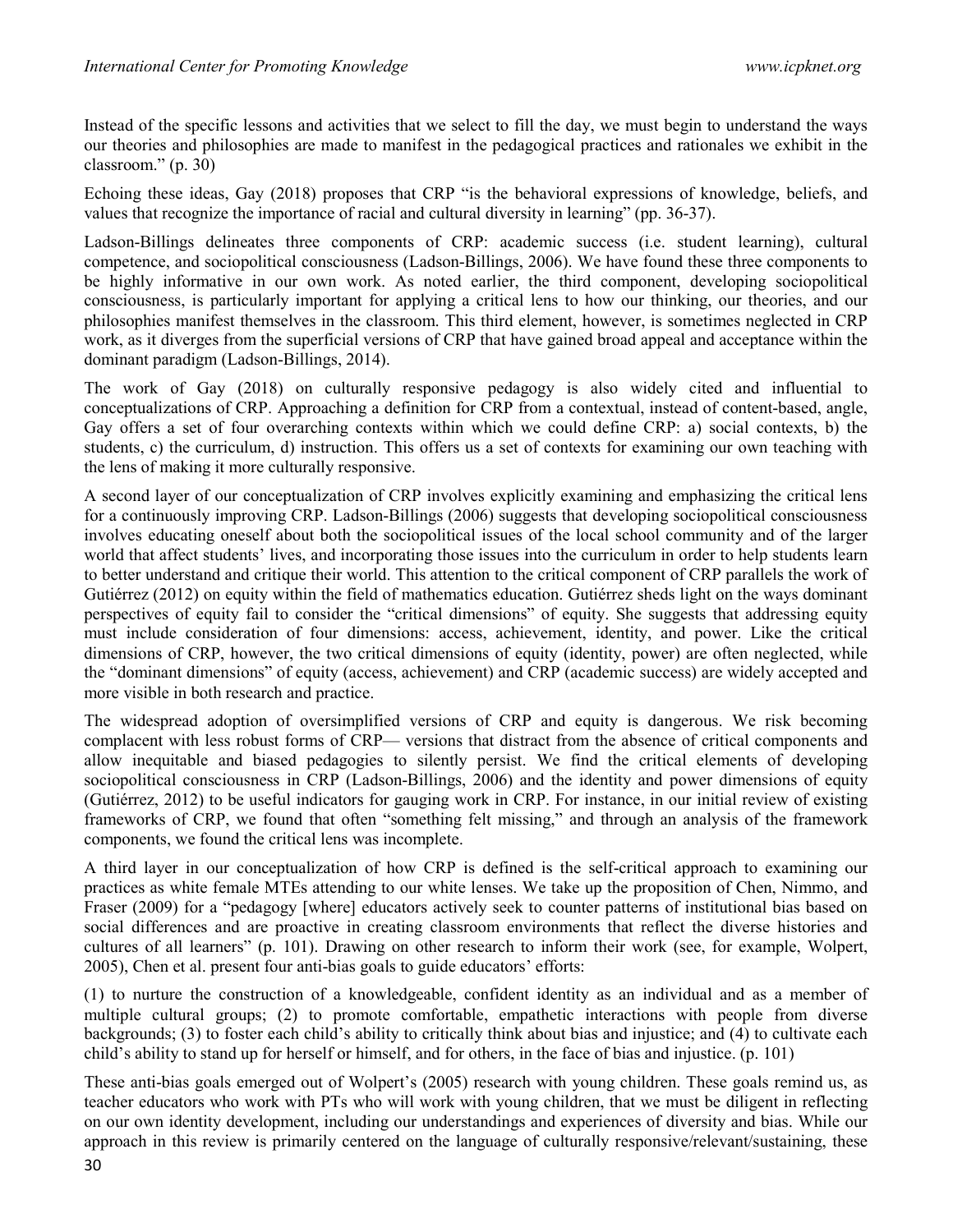Instead of the specific lessons and activities that we select to fill the day, we must begin to understand the ways our theories and philosophies are made to manifest in the pedagogical practices and rationales we exhibit in the classroom." (p. 30)

Echoing these ideas, Gay (2018) proposes that CRP "is the behavioral expressions of knowledge, beliefs, and values that recognize the importance of racial and cultural diversity in learning" (pp. 36-37).

Ladson-Billings delineates three components of CRP: academic success (i.e. student learning), cultural competence, and sociopolitical consciousness (Ladson-Billings, 2006). We have found these three components to be highly informative in our own work. As noted earlier, the third component, developing sociopolitical consciousness, is particularly important for applying a critical lens to how our thinking, our theories, and our philosophies manifest themselves in the classroom. This third element, however, is sometimes neglected in CRP work, as it diverges from the superficial versions of CRP that have gained broad appeal and acceptance within the dominant paradigm (Ladson-Billings, 2014).

The work of Gay (2018) on culturally responsive pedagogy is also widely cited and influential to conceptualizations of CRP. Approaching a definition for CRP from a contextual, instead of content-based, angle, Gay offers a set of four overarching contexts within which we could define CRP: a) social contexts, b) the students, c) the curriculum, d) instruction. This offers us a set of contexts for examining our own teaching with the lens of making it more culturally responsive.

A second layer of our conceptualization of CRP involves explicitly examining and emphasizing the critical lens for a continuously improving CRP. Ladson-Billings (2006) suggests that developing sociopolitical consciousness involves educating oneself about both the sociopolitical issues of the local school community and of the larger world that affect students' lives, and incorporating those issues into the curriculum in order to help students learn to better understand and critique their world. This attention to the critical component of CRP parallels the work of Gutiérrez (2012) on equity within the field of mathematics education. Gutiérrez sheds light on the ways dominant perspectives of equity fail to consider the "critical dimensions" of equity. She suggests that addressing equity must include consideration of four dimensions: access, achievement, identity, and power. Like the critical dimensions of CRP, however, the two critical dimensions of equity (identity, power) are often neglected, while the "dominant dimensions" of equity (access, achievement) and CRP (academic success) are widely accepted and more visible in both research and practice.

The widespread adoption of oversimplified versions of CRP and equity is dangerous. We risk becoming complacent with less robust forms of CRP— versions that distract from the absence of critical components and allow inequitable and biased pedagogies to silently persist. We find the critical elements of developing sociopolitical consciousness in CRP (Ladson-Billings, 2006) and the identity and power dimensions of equity (Gutiérrez, 2012) to be useful indicators for gauging work in CRP. For instance, in our initial review of existing frameworks of CRP, we found that often "something felt missing," and through an analysis of the framework components, we found the critical lens was incomplete.

A third layer in our conceptualization of how CRP is defined is the self-critical approach to examining our practices as white female MTEs attending to our white lenses. We take up the proposition of Chen, Nimmo, and Fraser (2009) for a "pedagogy [where] educators actively seek to counter patterns of institutional bias based on social differences and are proactive in creating classroom environments that reflect the diverse histories and cultures of all learners" (p. 101). Drawing on other research to inform their work (see, for example, Wolpert, 2005), Chen et al. present four anti-bias goals to guide educators' efforts:

(1) to nurture the construction of a knowledgeable, confident identity as an individual and as a member of multiple cultural groups; (2) to promote comfortable, empathetic interactions with people from diverse backgrounds; (3) to foster each child's ability to critically think about bias and injustice; and (4) to cultivate each child's ability to stand up for herself or himself, and for others, in the face of bias and injustice. (p. 101)

These anti-bias goals emerged out of Wolpert's (2005) research with young children. These goals remind us, as teacher educators who work with PTs who will work with young children, that we must be diligent in reflecting on our own identity development, including our understandings and experiences of diversity and bias. While our approach in this review is primarily centered on the language of culturally responsive/relevant/sustaining, these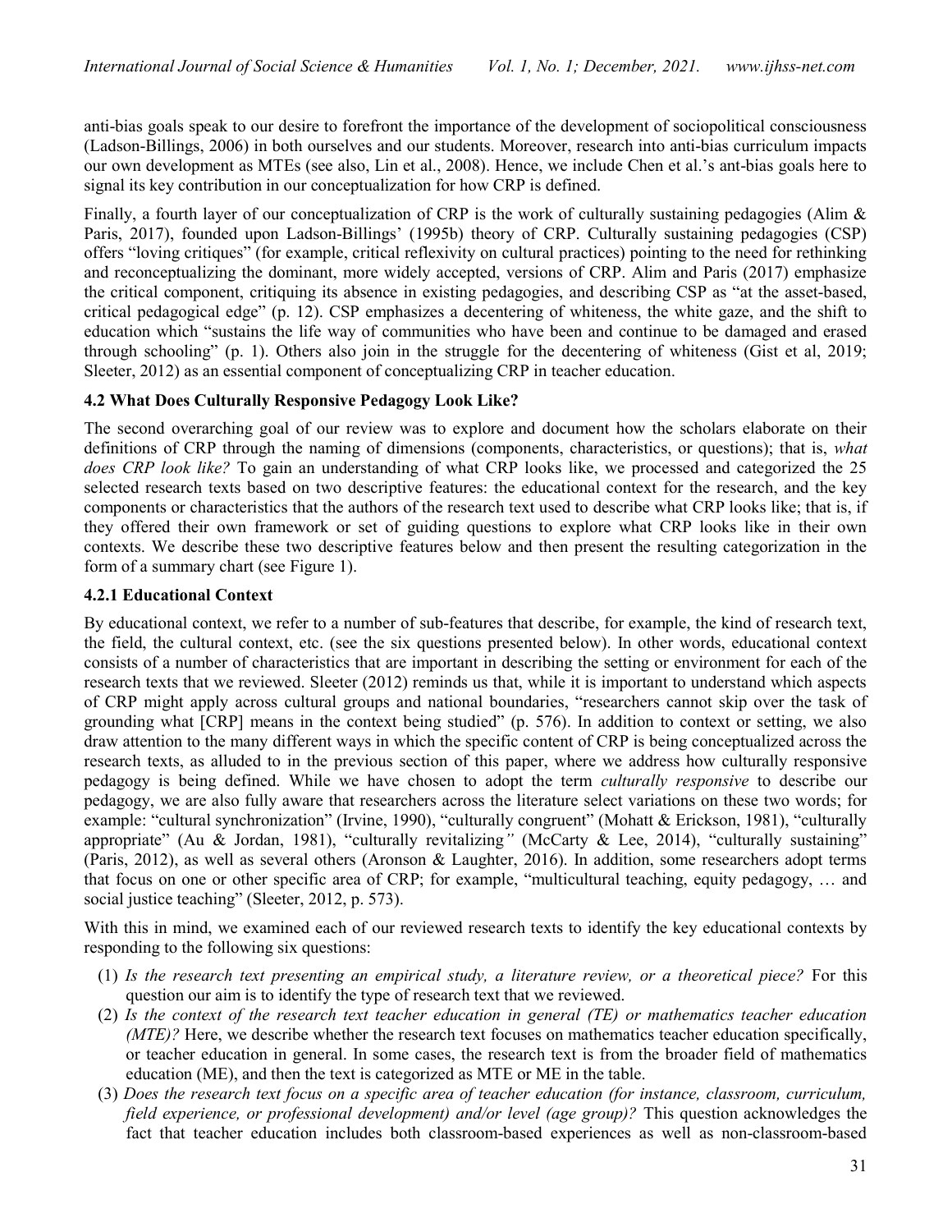anti-bias goals speak to our desire to forefront the importance of the development of sociopolitical consciousness (Ladson-Billings, 2006) in both ourselves and our students. Moreover, research into anti-bias curriculum impacts our own development as MTEs (see also, Lin et al., 2008). Hence, we include Chen et al.'s ant-bias goals here to signal its key contribution in our conceptualization for how CRP is defined.

Finally, a fourth layer of our conceptualization of CRP is the work of culturally sustaining pedagogies (Alim & Paris, 2017), founded upon Ladson-Billings' (1995b) theory of CRP. Culturally sustaining pedagogies (CSP) offers "loving critiques" (for example, critical reflexivity on cultural practices) pointing to the need for rethinking and reconceptualizing the dominant, more widely accepted, versions of CRP. Alim and Paris (2017) emphasize the critical component, critiquing its absence in existing pedagogies, and describing CSP as "at the asset-based, critical pedagogical edge" (p. 12). CSP emphasizes a decentering of whiteness, the white gaze, and the shift to education which "sustains the life way of communities who have been and continue to be damaged and erased through schooling" (p. 1). Others also join in the struggle for the decentering of whiteness (Gist et al, 2019; Sleeter, 2012) as an essential component of conceptualizing CRP in teacher education.

### 4.2 What Does Culturally Responsive Pedagogy Look Like?

The second overarching goal of our review was to explore and document how the scholars elaborate on their definitions of CRP through the naming of dimensions (components, characteristics, or questions); that is, *what does CRP look like?* To gain an understanding of what CRP looks like, we processed and categorized the 25 selected research texts based on two descriptive features: the educational context for the research, and the key components or characteristics that the authors of the research text used to describe what CRP looks like; that is, if they offered their own framework or set of guiding questions to explore what CRP looks like in their own contexts. We describe these two descriptive features below and then present the resulting categorization in the form of a summary chart (see Figure 1).

#### 4.2.1 Educational Context

By educational context, we refer to a number of sub-features that describe, for example, the kind of research text, the field, the cultural context, etc. (see the six questions presented below). In other words, educational context consists of a number of characteristics that are important in describing the setting or environment for each of the research texts that we reviewed. Sleeter (2012) reminds us that, while it is important to understand which aspects of CRP might apply across cultural groups and national boundaries, "researchers cannot skip over the task of grounding what [CRP] means in the context being studied" (p. 576). In addition to context or setting, we also draw attention to the many different ways in which the specific content of CRP is being conceptualized across the research texts, as alluded to in the previous section of this paper, where we address how culturally responsive pedagogy is being defined. While we have chosen to adopt the term *culturally responsive* to describe our pedagogy, we are also fully aware that researchers across the literature select variations on these two words; for example: "cultural synchronization" (Irvine, 1990), "culturally congruent" (Mohatt & Erickson, 1981), "culturally appropriate" (Au & Jordan, 1981), "culturally revitalizing" (McCarty & Lee, 2014), "culturally sustaining" (Paris, 2012), as well as several others (Aronson & Laughter, 2016). In addition, some researchers adopt terms that focus on one or other specific area of CRP; for example, "multicultural teaching, equity pedagogy, … and social justice teaching" (Sleeter, 2012, p. 573).

With this in mind, we examined each of our reviewed research texts to identify the key educational contexts by responding to the following six questions:

1. *Is the research text presenting an empirical study, a literature review, or a theoretical piece?* For this question our aim is to identify the type of research text that we reviewed.
2. *Is the context of the research text teacher education in general (TE) or mathematics teacher education (MTE)?* Here, we describe whether the research text focuses on mathematics teacher education specifically, or teacher education in general. In some cases, the research text is from the broader field of mathematics education (ME), and then the text is categorized as MTE or ME in the table.
3. *Does the research text focus on a specific area of teacher education (for instance, classroom, curriculum, field experience, or professional development) and/or level (age group)?* This question acknowledges the fact that teacher education includes both classroom-based experiences as well as non-classroom-based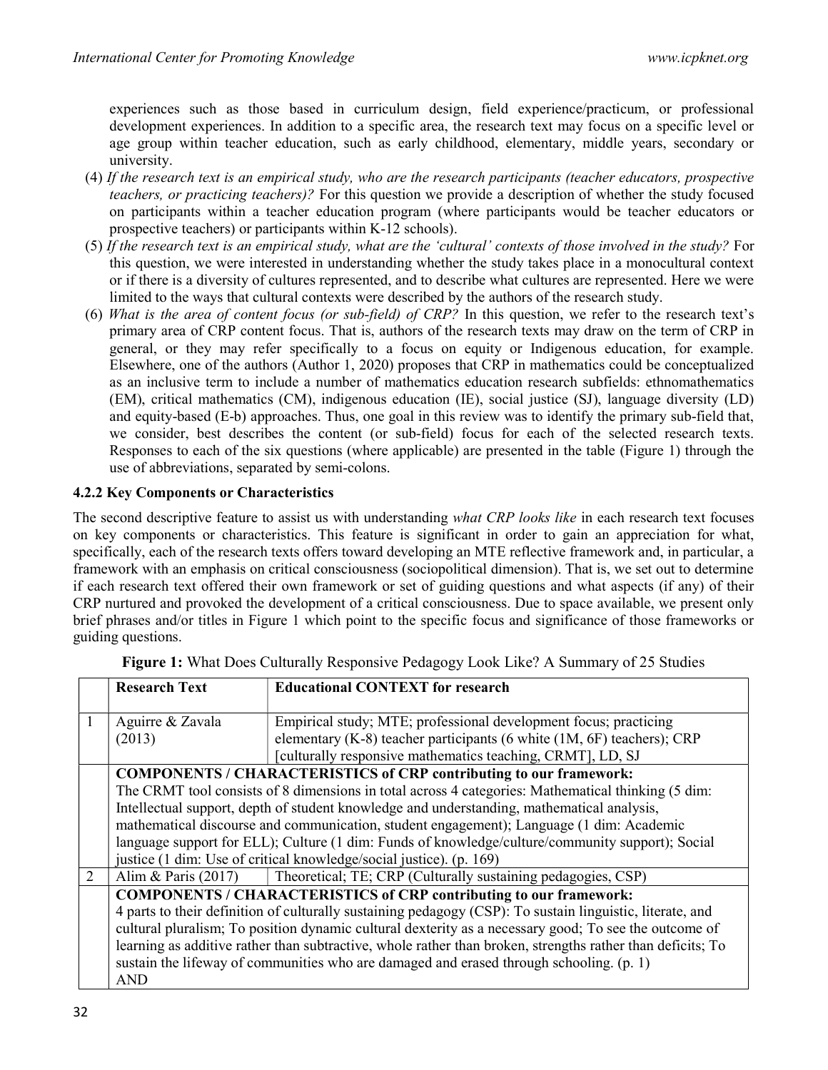experiences such as those based in curriculum design, field experience/practicum, or professional development experiences. In addition to a specific area, the research text may focus on a specific level or age group within teacher education, such as early childhood, elementary, middle years, secondary or university.

(4) *If the research text is an empirical study, who are the research participants (teacher educators, prospective teachers, or practicing teachers)?* For this question we provide a description of whether the study focused on participants within a teacher education program (where participants would be teacher educators or prospective teachers) or participants within K-12 schools).

(5) *If the research text is an empirical study, what are the 'cultural' contexts of those involved in the study?* For this question, we were interested in understanding whether the study takes place in a monocultural context or if there is a diversity of cultures represented, and to describe what cultures are represented. Here we were limited to the ways that cultural contexts were described by the authors of the research study.

(6) *What is the area of content focus (or sub-field) of CRP?* In this question, we refer to the research text's primary area of CRP content focus. That is, authors of the research texts may draw on the term of CRP in general, or they may refer specifically to a focus on equity or Indigenous education, for example. Elsewhere, one of the authors (Author 1, 2020) proposes that CRP in mathematics could be conceptualized as an inclusive term to include a number of mathematics education research subfields: ethnomathematics (EM), critical mathematics (CM), indigenous education (IE), social justice (SJ), language diversity (LD) and equity-based (E-b) approaches. Thus, one goal in this review was to identify the primary sub-field that, we consider, best describes the content (or sub-field) focus for each of the selected research texts. Responses to each of the six questions (where applicable) are presented in the table (Figure 1) through the use of abbreviations, separated by semi-colons.

### 4.2.2 Key Components or Characteristics

The second descriptive feature to assist us with understanding *what CRP looks like* in each research text focuses on key components or characteristics. This feature is significant in order to gain an appreciation for what, specifically, each of the research texts offers toward developing an MTE reflective framework and, in particular, a framework with an emphasis on critical consciousness (sociopolitical dimension). That is, we set out to determine if each research text offered their own framework or set of guiding questions and what aspects (if any) of their CRP nurtured and provoked the development of a critical consciousness. Due to space available, we present only brief phrases and/or titles in Figure 1 which point to the specific focus and significance of those frameworks or guiding questions.

**Figure 1:** What Does Culturally Responsive Pedagogy Look Like? A Summary of 25 Studies

| | Research Text | Educational CONTEXT for research |
|---|---|---|
| 1 | Aguirre & Zavala (2013) | Empirical study; MTE; professional development focus; practicing elementary (K-8) teacher participants (6 white (1M, 6F) teachers); CRP [culturally responsive mathematics teaching, CRMT], LD, SJ |
| | **COMPONENTS / CHARACTERISTICS of CRP contributing to our framework:** The CRMT tool consists of 8 dimensions in total across 4 categories: Mathematical thinking (5 dim: Intellectual support, depth of student knowledge and understanding, mathematical analysis, mathematical discourse and communication, student engagement); Language (1 dim: Academic language support for ELL); Culture (1 dim: Funds of knowledge/culture/community support); Social justice (1 dim: Use of critical knowledge/social justice). (p. 169) | |
| 2 | Alim & Paris (2017) | Theoretical; TE; CRP (Culturally sustaining pedagogies, CSP) |
| | **COMPONENTS / CHARACTERISTICS of CRP contributing to our framework:** 4 parts to their definition of culturally sustaining pedagogy (CSP): To sustain linguistic, literate, and cultural pluralism; To position dynamic cultural dexterity as a necessary good; To see the outcome of learning as additive rather than subtractive, whole rather than broken, strengths rather than deficits; To sustain the lifeway of communities who are damaged and erased through schooling. (p. 1) AND | |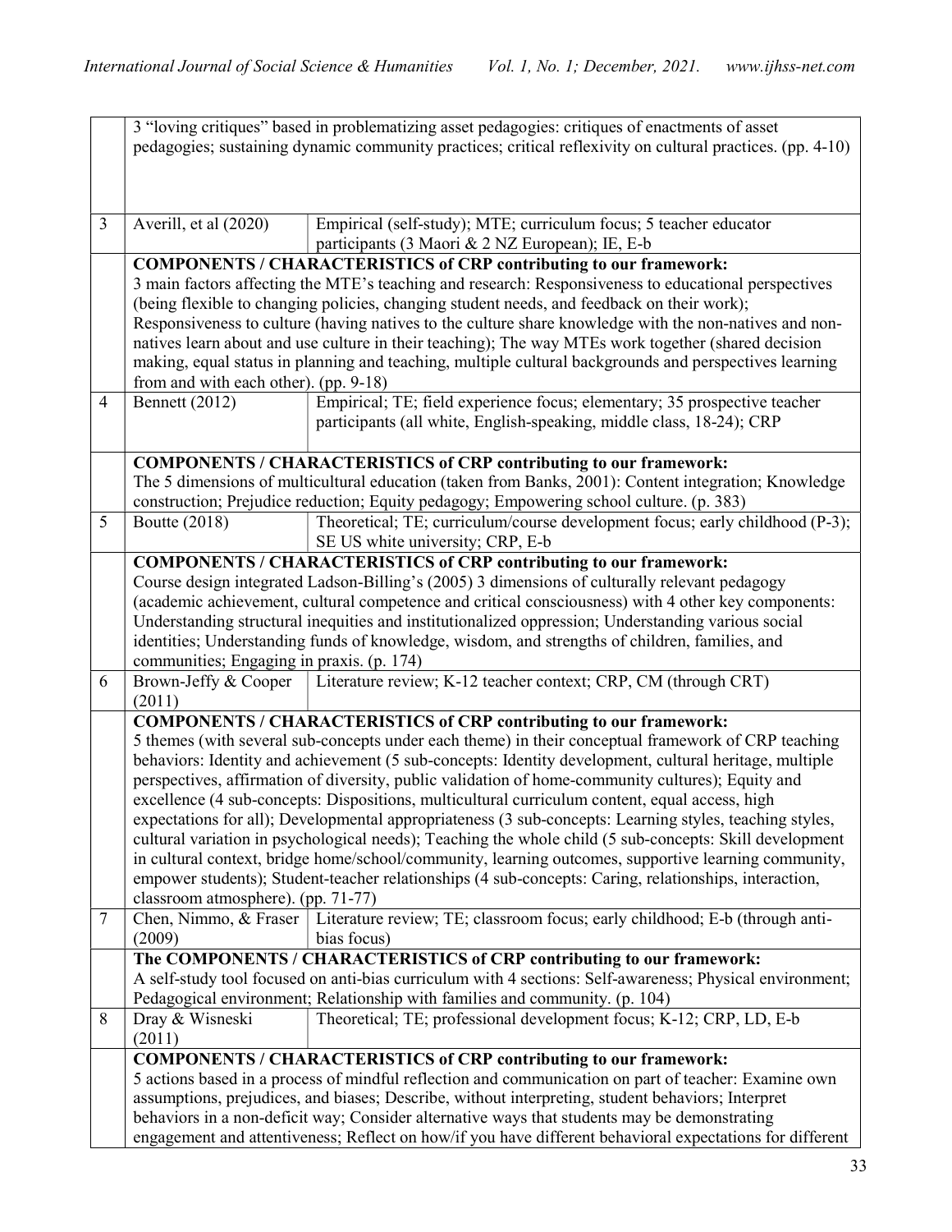| | | |
|---|---|---|
| | 3 "loving critiques" based in problematizing asset pedagogies: critiques of enactments of asset pedagogies; sustaining dynamic community practices; critical reflexivity on cultural practices. (pp. 4-10) | |
| 3 | Averill, et al (2020) | Empirical (self-study); MTE; curriculum focus; 5 teacher educator participants (3 Maori & 2 NZ European); IE, E-b |
| | **COMPONENTS / CHARACTERISTICS of CRP contributing to our framework:** 3 main factors affecting the MTE's teaching and research: Responsiveness to educational perspectives (being flexible to changing policies, changing student needs, and feedback on their work); Responsiveness to culture (having natives to the culture share knowledge with the non-natives and non-natives learn about and use culture in their teaching); The way MTEs work together (shared decision making, equal status in planning and teaching, multiple cultural backgrounds and perspectives learning from and with each other). (pp. 9-18) | |
| 4 | Bennett (2012) | Empirical; TE; field experience focus; elementary; 35 prospective teacher participants (all white, English-speaking, middle class, 18-24); CRP |
| | **COMPONENTS / CHARACTERISTICS of CRP contributing to our framework:** The 5 dimensions of multicultural education (taken from Banks, 2001): Content integration; Knowledge construction; Prejudice reduction; Equity pedagogy; Empowering school culture. (p. 383) | |
| 5 | Boutte (2018) | Theoretical; TE; curriculum/course development focus; early childhood (P-3); SE US white university; CRP, E-b |
| | **COMPONENTS / CHARACTERISTICS of CRP contributing to our framework:** Course design integrated Ladson-Billing's (2005) 3 dimensions of culturally relevant pedagogy (academic achievement, cultural competence and critical consciousness) with 4 other key components: Understanding structural inequities and institutionalized oppression; Understanding various social identities; Understanding funds of knowledge, wisdom, and strengths of children, families, and communities; Engaging in praxis. (p. 174) | |
| 6 | Brown-Jeffy & Cooper (2011) | Literature review; K-12 teacher context; CRP, CM (through CRT) |
| | **COMPONENTS / CHARACTERISTICS of CRP contributing to our framework:** 5 themes (with several sub-concepts under each theme) in their conceptual framework of CRP teaching behaviors: Identity and achievement (5 sub-concepts: Identity development, cultural heritage, multiple perspectives, affirmation of diversity, public validation of home-community cultures); Equity and excellence (4 sub-concepts: Dispositions, multicultural curriculum content, equal access, high expectations for all); Developmental appropriateness (3 sub-concepts: Learning styles, teaching styles, cultural variation in psychological needs); Teaching the whole child (5 sub-concepts: Skill development in cultural context, bridge home/school/community, learning outcomes, supportive learning community, empower students); Student-teacher relationships (4 sub-concepts: Caring, relationships, interaction, classroom atmosphere). (pp. 71-77) | |
| 7 | Chen, Nimmo, & Fraser (2009) | Literature review; TE; classroom focus; early childhood; E-b (through anti-bias focus) |
| | **The COMPONENTS / CHARACTERISTICS of CRP contributing to our framework:** A self-study tool focused on anti-bias curriculum with 4 sections: Self-awareness; Physical environment; Pedagogical environment; Relationship with families and community. (p. 104) | |
| 8 | Dray & Wisneski (2011) | Theoretical; TE; professional development focus; K-12; CRP, LD, E-b |
| | **COMPONENTS / CHARACTERISTICS of CRP contributing to our framework:** 5 actions based in a process of mindful reflection and communication on part of teacher: Examine own assumptions, prejudices, and biases; Describe, without interpreting, student behaviors; Interpret behaviors in a non-deficit way; Consider alternative ways that students may be demonstrating engagement and attentiveness; Reflect on how/if you have different behavioral expectations for different | |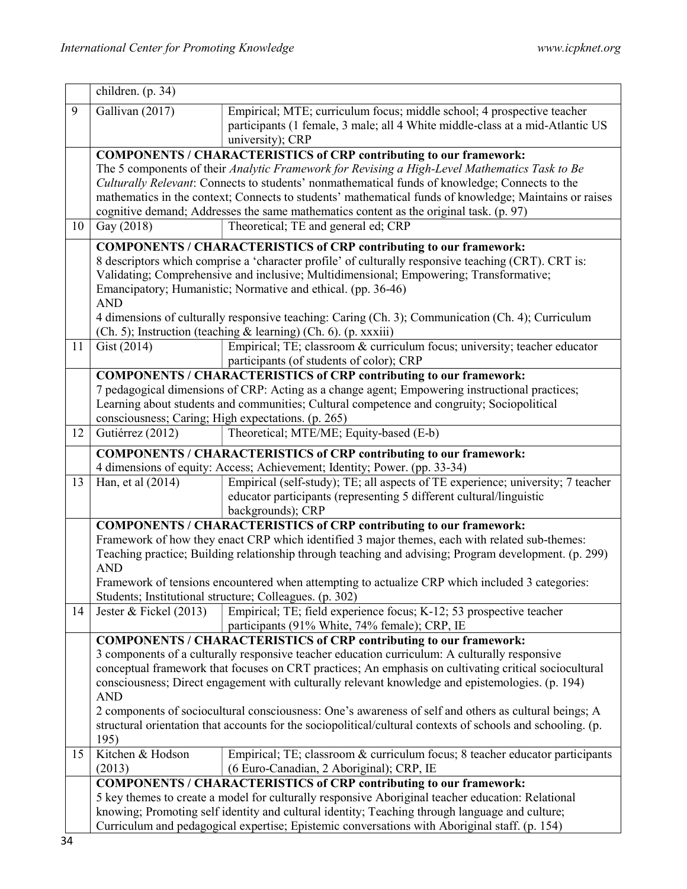| | | |
|---|---|---|
| | children. (p. 34) | |
| 9 | Gallivan (2017) | Empirical; MTE; curriculum focus; middle school; 4 prospective teacher participants (1 female, 3 male; all 4 White middle-class at a mid-Atlantic US university); CRP |
| | **COMPONENTS / CHARACTERISTICS of CRP contributing to our framework:** The 5 components of their *Analytic Framework for Revising a High-Level Mathematics Task to Be Culturally Relevant*: Connects to students' nonmathematical funds of knowledge; Connects to the mathematics in the context; Connects to students' mathematical funds of knowledge; Maintains or raises cognitive demand; Addresses the same mathematics content as the original task. (p. 97) | |
| 10 | Gay (2018) | Theoretical; TE and general ed; CRP |
| | **COMPONENTS / CHARACTERISTICS of CRP contributing to our framework:** 8 descriptors which comprise a 'character profile' of culturally responsive teaching (CRT). CRT is: Validating; Comprehensive and inclusive; Multidimensional; Empowering; Transformative; Emancipatory; Humanistic; Normative and ethical. (pp. 36-46) AND 4 dimensions of culturally responsive teaching: Caring (Ch. 3); Communication (Ch. 4); Curriculum (Ch. 5); Instruction (teaching & learning) (Ch. 6). (p. xxxiii) | |
| 11 | Gist (2014) | Empirical; TE; classroom & curriculum focus; university; teacher educator participants (of students of color); CRP |
| | **COMPONENTS / CHARACTERISTICS of CRP contributing to our framework:** 7 pedagogical dimensions of CRP: Acting as a change agent; Empowering instructional practices; Learning about students and communities; Cultural competence and congruity; Sociopolitical consciousness; Caring; High expectations. (p. 265) | |
| 12 | Gutiérrez (2012) | Theoretical; MTE/ME; Equity-based (E-b) |
| | **COMPONENTS / CHARACTERISTICS of CRP contributing to our framework:** 4 dimensions of equity: Access; Achievement; Identity; Power. (pp. 33-34) | |
| 13 | Han, et al (2014) | Empirical (self-study); TE; all aspects of TE experience; university; 7 teacher educator participants (representing 5 different cultural/linguistic backgrounds); CRP |
| | **COMPONENTS / CHARACTERISTICS of CRP contributing to our framework:** Framework of how they enact CRP which identified 3 major themes, each with related sub-themes: Teaching practice; Building relationship through teaching and advising; Program development. (p. 299) AND Framework of tensions encountered when attempting to actualize CRP which included 3 categories: Students; Institutional structure; Colleagues. (p. 302) | |
| 14 | Jester & Fickel (2013) | Empirical; TE; field experience focus; K-12; 53 prospective teacher participants (91% White, 74% female); CRP, IE |
| | **COMPONENTS / CHARACTERISTICS of CRP contributing to our framework:** 3 components of a culturally responsive teacher education curriculum: A culturally responsive conceptual framework that focuses on CRT practices; An emphasis on cultivating critical sociocultural consciousness; Direct engagement with culturally relevant knowledge and epistemologies. (p. 194) AND 2 components of sociocultural consciousness: One's awareness of self and others as cultural beings; A structural orientation that accounts for the sociopolitical/cultural contexts of schools and schooling. (p. 195) | |
| 15 | Kitchen & Hodson (2013) | Empirical; TE; classroom & curriculum focus; 8 teacher educator participants (6 Euro-Canadian, 2 Aboriginal); CRP, IE |
| | **COMPONENTS / CHARACTERISTICS of CRP contributing to our framework:** 5 key themes to create a model for culturally responsive Aboriginal teacher education: Relational knowing; Promoting self identity and cultural identity; Teaching through language and culture; Curriculum and pedagogical expertise; Epistemic conversations with Aboriginal staff. (p. 154) | |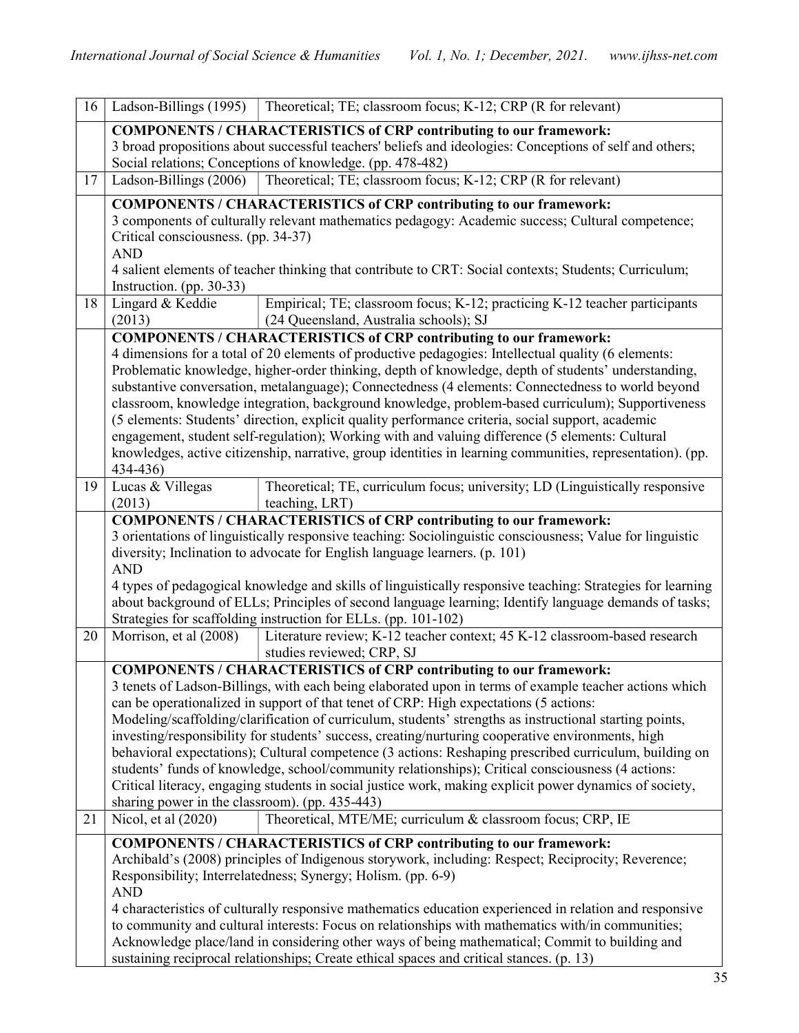| 16 | Ladson-Billings (1995) | Theoretical; TE; classroom focus; K-12; CRP (R for relevant) |
|---|---|---|
| | **COMPONENTS / CHARACTERISTICS of CRP contributing to our framework:** 3 broad propositions about successful teachers' beliefs and ideologies: Conceptions of self and others; Social relations; Conceptions of knowledge. (pp. 478-482) | |
| 17 | Ladson-Billings (2006) | Theoretical; TE; classroom focus; K-12; CRP (R for relevant) |
| | **COMPONENTS / CHARACTERISTICS of CRP contributing to our framework:** 3 components of culturally relevant mathematics pedagogy: Academic success; Cultural competence; Critical consciousness. (pp. 34-37) AND 4 salient elements of teacher thinking that contribute to CRT: Social contexts; Students; Curriculum; Instruction. (pp. 30-33) | |
| 18 | Lingard & Keddie (2013) | Empirical; TE; classroom focus; K-12; practicing K-12 teacher participants (24 Queensland, Australia schools); SJ |
| | **COMPONENTS / CHARACTERISTICS of CRP contributing to our framework:** 4 dimensions for a total of 20 elements of productive pedagogies: Intellectual quality (6 elements: Problematic knowledge, higher-order thinking, depth of knowledge, depth of students' understanding, substantive conversation, metalanguage); Connectedness (4 elements: Connectedness to world beyond classroom, knowledge integration, background knowledge, problem-based curriculum); Supportiveness (5 elements: Students' direction, explicit quality performance criteria, social support, academic engagement, student self-regulation); Working with and valuing difference (5 elements: Cultural knowledges, active citizenship, narrative, group identities in learning communities, representation). (pp. 434-436) | |
| 19 | Lucas & Villegas (2013) | Theoretical; TE, curriculum focus; university; LD (Linguistically responsive teaching, LRT) |
| | **COMPONENTS / CHARACTERISTICS of CRP contributing to our framework:** 3 orientations of linguistically responsive teaching: Sociolinguistic consciousness; Value for linguistic diversity; Inclination to advocate for English language learners. (p. 101) AND 4 types of pedagogical knowledge and skills of linguistically responsive teaching: Strategies for learning about background of ELLs; Principles of second language learning; Identify language demands of tasks; Strategies for scaffolding instruction for ELLs. (pp. 101-102) | |
| 20 | Morrison, et al (2008) | Literature review; K-12 teacher context; 45 K-12 classroom-based research studies reviewed; CRP, SJ |
| | **COMPONENTS / CHARACTERISTICS of CRP contributing to our framework:** 3 tenets of Ladson-Billings, with each being elaborated upon in terms of example teacher actions which can be operationalized in support of that tenet of CRP: High expectations (5 actions: Modeling/scaffolding/clarification of curriculum, students' strengths as instructional starting points, investing/responsibility for students' success, creating/nurturing cooperative environments, high behavioral expectations); Cultural competence (3 actions: Reshaping prescribed curriculum, building on students' funds of knowledge, school/community relationships); Critical consciousness (4 actions: Critical literacy, engaging students in social justice work, making explicit power dynamics of society, sharing power in the classroom). (pp. 435-443) | |
| 21 | Nicol, et al (2020) | Theoretical, MTE/ME; curriculum & classroom focus; CRP, IE |
| | **COMPONENTS / CHARACTERISTICS of CRP contributing to our framework:** Archibald's (2008) principles of Indigenous storywork, including: Respect; Reciprocity; Reverence; Responsibility; Interrelatedness; Synergy; Holism. (pp. 6-9) AND 4 characteristics of culturally responsive mathematics education experienced in relation and responsive to community and cultural interests: Focus on relationships with mathematics with/in communities; Acknowledge place/land in considering other ways of being mathematical; Commit to building and sustaining reciprocal relationships; Create ethical spaces and critical stances. (p. 13) | |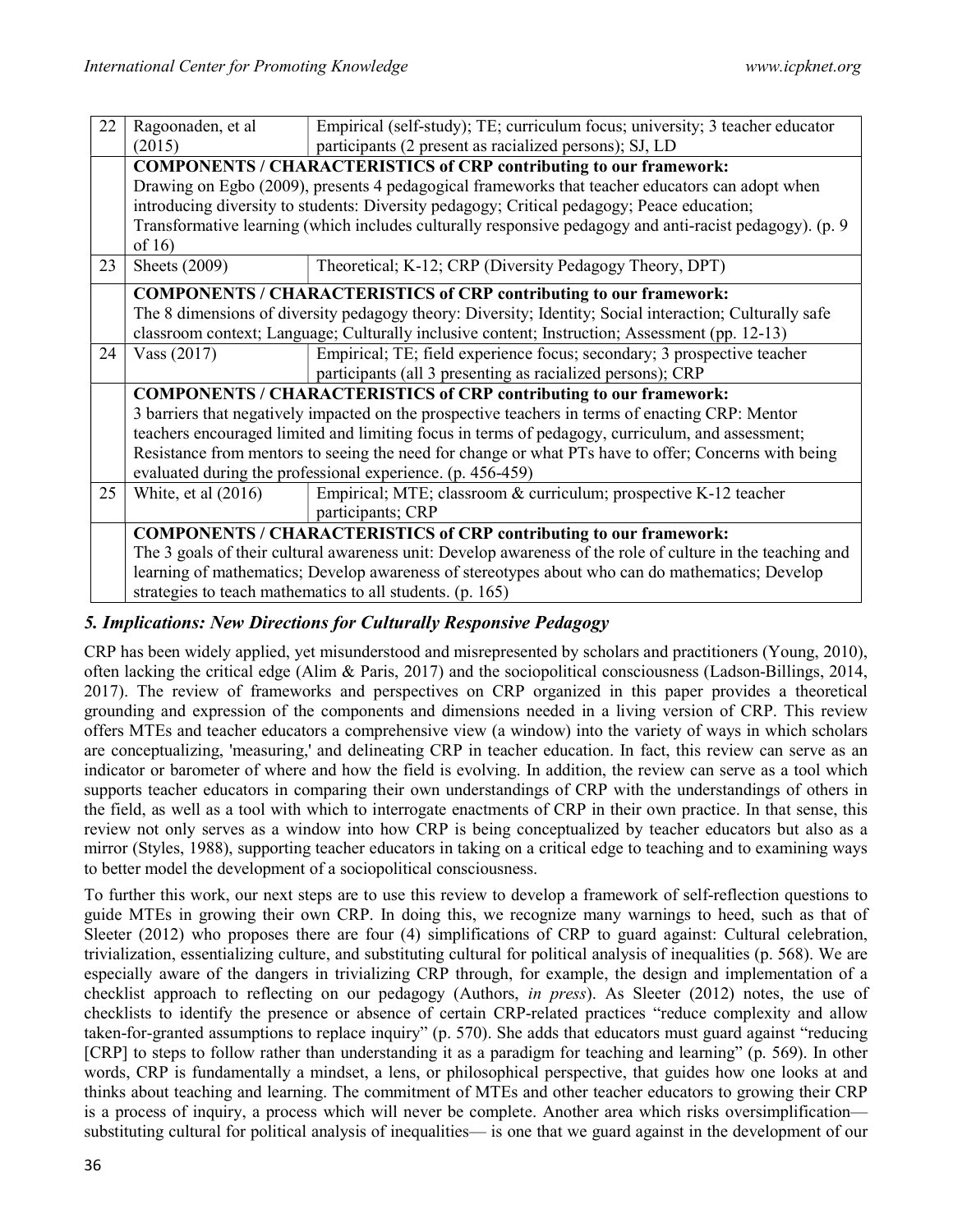| 22 | Ragoonaden, et al (2015) | Empirical (self-study); TE; curriculum focus; university; 3 teacher educator participants (2 present as racialized persons); SJ, LD |
|---|---|---|
| | **COMPONENTS / CHARACTERISTICS of CRP contributing to our framework:** Drawing on Egbo (2009), presents 4 pedagogical frameworks that teacher educators can adopt when introducing diversity to students: Diversity pedagogy; Critical pedagogy; Peace education; Transformative learning (which includes culturally responsive pedagogy and anti-racist pedagogy). (p. 9 of 16) | |
| 23 | Sheets (2009) | Theoretical; K-12; CRP (Diversity Pedagogy Theory, DPT) |
| | **COMPONENTS / CHARACTERISTICS of CRP contributing to our framework:** The 8 dimensions of diversity pedagogy theory: Diversity; Identity; Social interaction; Culturally safe classroom context; Language; Culturally inclusive content; Instruction; Assessment (pp. 12-13) | |
| 24 | Vass (2017) | Empirical; TE; field experience focus; secondary; 3 prospective teacher participants (all 3 presenting as racialized persons); CRP |
| | **COMPONENTS / CHARACTERISTICS of CRP contributing to our framework:** 3 barriers that negatively impacted on the prospective teachers in terms of enacting CRP: Mentor teachers encouraged limited and limiting focus in terms of pedagogy, curriculum, and assessment; Resistance from mentors to seeing the need for change or what PTs have to offer; Concerns with being evaluated during the professional experience. (p. 456-459) | |
| 25 | White, et al (2016) | Empirical; MTE; classroom & curriculum; prospective K-12 teacher participants; CRP |
| | **COMPONENTS / CHARACTERISTICS of CRP contributing to our framework:** The 3 goals of their cultural awareness unit: Develop awareness of the role of culture in the teaching and learning of mathematics; Develop awareness of stereotypes about who can do mathematics; Develop strategies to teach mathematics to all students. (p. 165) | |

## *5. Implications: New Directions for Culturally Responsive Pedagogy*

CRP has been widely applied, yet misunderstood and misrepresented by scholars and practitioners (Young, 2010), often lacking the critical edge (Alim & Paris, 2017) and the sociopolitical consciousness (Ladson-Billings, 2014, 2017). The review of frameworks and perspectives on CRP organized in this paper provides a theoretical grounding and expression of the components and dimensions needed in a living version of CRP. This review offers MTEs and teacher educators a comprehensive view (a window) into the variety of ways in which scholars are conceptualizing, 'measuring,' and delineating CRP in teacher education. In fact, this review can serve as an indicator or barometer of where and how the field is evolving. In addition, the review can serve as a tool which supports teacher educators in comparing their own understandings of CRP with the understandings of others in the field, as well as a tool with which to interrogate enactments of CRP in their own practice. In that sense, this review not only serves as a window into how CRP is being conceptualized by teacher educators but also as a mirror (Styles, 1988), supporting teacher educators in taking on a critical edge to teaching and to examining ways to better model the development of a sociopolitical consciousness.

To further this work, our next steps are to use this review to develop a framework of self-reflection questions to guide MTEs in growing their own CRP. In doing this, we recognize many warnings to heed, such as that of Sleeter (2012) who proposes there are four (4) simplifications of CRP to guard against: Cultural celebration, trivialization, essentializing culture, and substituting cultural for political analysis of inequalities (p. 568). We are especially aware of the dangers in trivializing CRP through, for example, the design and implementation of a checklist approach to reflecting on our pedagogy (Authors, *in press*). As Sleeter (2012) notes, the use of checklists to identify the presence or absence of certain CRP-related practices "reduce complexity and allow taken-for-granted assumptions to replace inquiry" (p. 570). She adds that educators must guard against "reducing [CRP] to steps to follow rather than understanding it as a paradigm for teaching and learning" (p. 569). In other words, CRP is fundamentally a mindset, a lens, or philosophical perspective, that guides how one looks at and thinks about teaching and learning. The commitment of MTEs and other teacher educators to growing their CRP is a process of inquiry, a process which will never be complete. Another area which risks oversimplification—substituting cultural for political analysis of inequalities— is one that we guard against in the development of our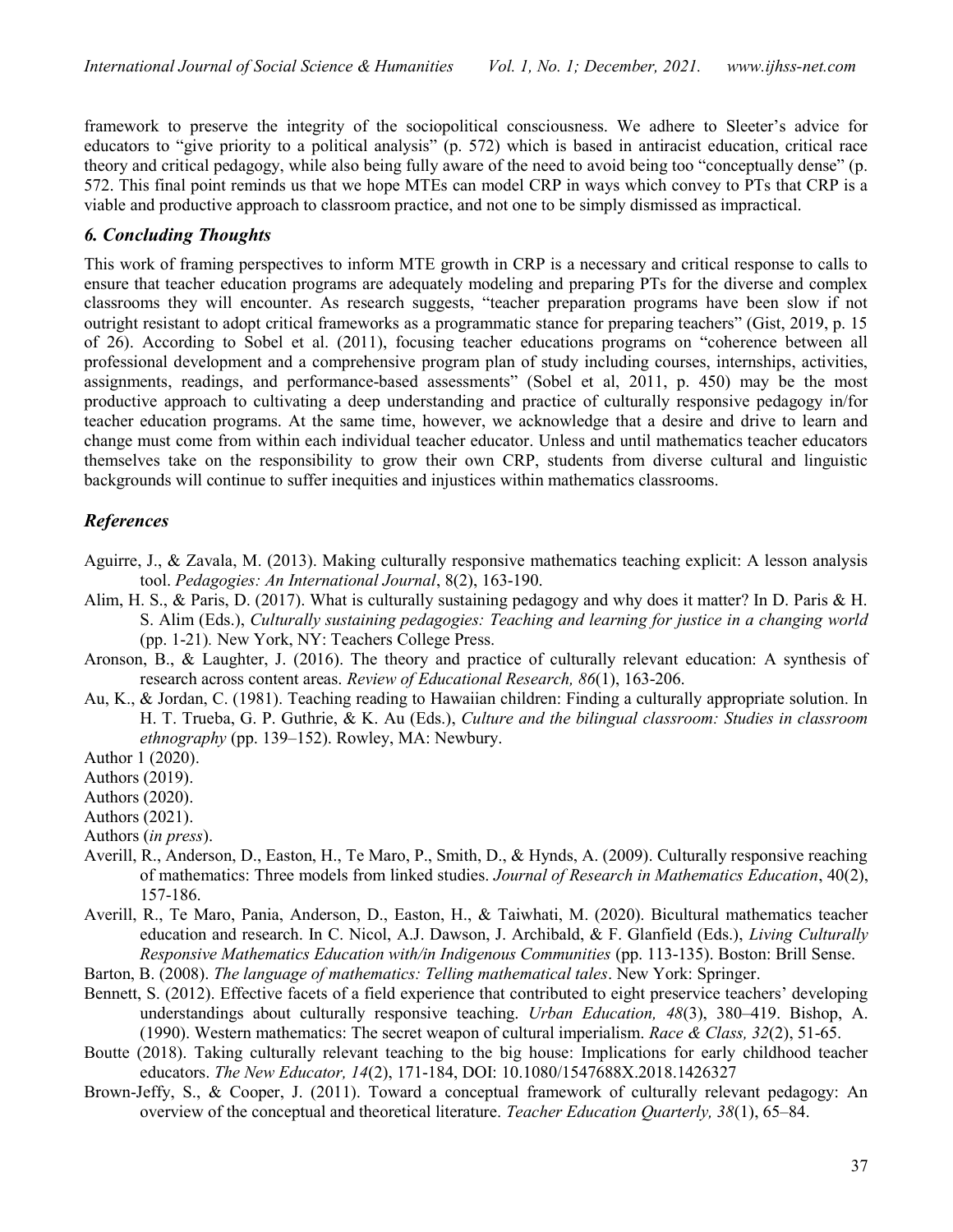framework to preserve the integrity of the sociopolitical consciousness. We adhere to Sleeter's advice for educators to "give priority to a political analysis" (p. 572) which is based in antiracist education, critical race theory and critical pedagogy, while also being fully aware of the need to avoid being too "conceptually dense" (p. 572. This final point reminds us that we hope MTEs can model CRP in ways which convey to PTs that CRP is a viable and productive approach to classroom practice, and not one to be simply dismissed as impractical.

## *6. Concluding Thoughts*

This work of framing perspectives to inform MTE growth in CRP is a necessary and critical response to calls to ensure that teacher education programs are adequately modeling and preparing PTs for the diverse and complex classrooms they will encounter. As research suggests, "teacher preparation programs have been slow if not outright resistant to adopt critical frameworks as a programmatic stance for preparing teachers" (Gist, 2019, p. 15 of 26). According to Sobel et al. (2011), focusing teacher educations programs on "coherence between all professional development and a comprehensive program plan of study including courses, internships, activities, assignments, readings, and performance-based assessments" (Sobel et al, 2011, p. 450) may be the most productive approach to cultivating a deep understanding and practice of culturally responsive pedagogy in/for teacher education programs. At the same time, however, we acknowledge that a desire and drive to learn and change must come from within each individual teacher educator. Unless and until mathematics teacher educators themselves take on the responsibility to grow their own CRP, students from diverse cultural and linguistic backgrounds will continue to suffer inequities and injustices within mathematics classrooms.

## *References*

Aguirre, J., & Zavala, M. (2013). Making culturally responsive mathematics teaching explicit: A lesson analysis tool. *Pedagogies: An International Journal*, 8(2), 163-190.

Alim, H. S., & Paris, D. (2017). What is culturally sustaining pedagogy and why does it matter? In D. Paris & H. S. Alim (Eds.), *Culturally sustaining pedagogies: Teaching and learning for justice in a changing world* (pp. 1-21). New York, NY: Teachers College Press.

Aronson, B., & Laughter, J. (2016). The theory and practice of culturally relevant education: A synthesis of research across content areas. *Review of Educational Research, 86*(1), 163-206.

Au, K., & Jordan, C. (1981). Teaching reading to Hawaiian children: Finding a culturally appropriate solution. In H. T. Trueba, G. P. Guthrie, & K. Au (Eds.), *Culture and the bilingual classroom: Studies in classroom ethnography* (pp. 139–152). Rowley, MA: Newbury.

Author 1 (2020).

Authors (2019).

Authors (2020).

Authors (2021).

Authors (*in press*).

Averill, R., Anderson, D., Easton, H., Te Maro, P., Smith, D., & Hynds, A. (2009). Culturally responsive reaching of mathematics: Three models from linked studies. *Journal of Research in Mathematics Education*, 40(2), 157-186.

Averill, R., Te Maro, Pania, Anderson, D., Easton, H., & Taiwhati, M. (2020). Bicultural mathematics teacher education and research. In C. Nicol, A.J. Dawson, J. Archibald, & F. Glanfield (Eds.), *Living Culturally Responsive Mathematics Education with/in Indigenous Communities* (pp. 113-135). Boston: Brill Sense.

Barton, B. (2008). *The language of mathematics: Telling mathematical tales*. New York: Springer.

Bennett, S. (2012). Effective facets of a field experience that contributed to eight preservice teachers' developing understandings about culturally responsive teaching. *Urban Education, 48*(3), 380–419. Bishop, A. (1990). Western mathematics: The secret weapon of cultural imperialism. *Race & Class, 32*(2), 51-65.

Boutte (2018). Taking culturally relevant teaching to the big house: Implications for early childhood teacher educators. *The New Educator, 14*(2), 171-184, DOI: 10.1080/1547688X.2018.1426327

Brown-Jeffy, S., & Cooper, J. (2011). Toward a conceptual framework of culturally relevant pedagogy: An overview of the conceptual and theoretical literature. *Teacher Education Quarterly, 38*(1), 65–84.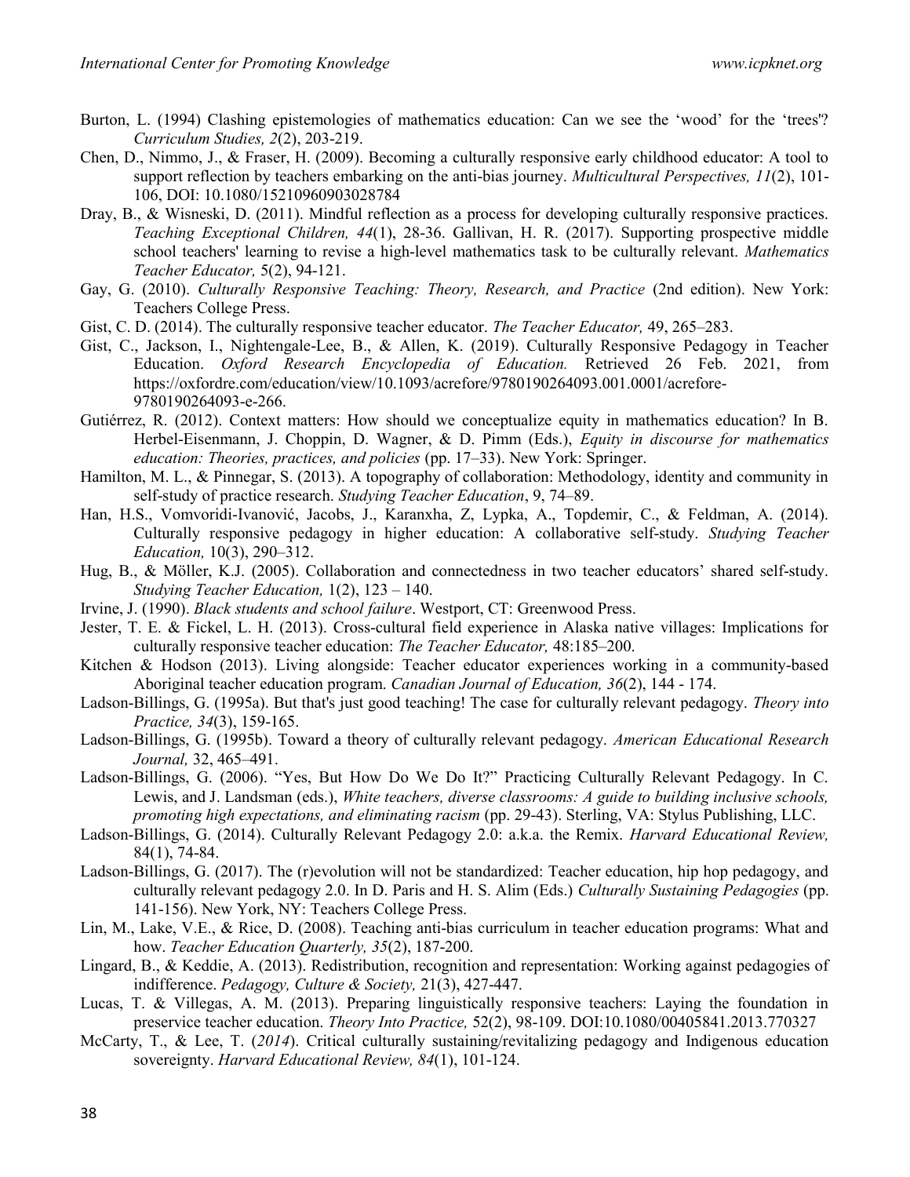Burton, L. (1994) Clashing epistemologies of mathematics education: Can we see the 'wood' for the 'trees'? *Curriculum Studies, 2*(2), 203-219.

Chen, D., Nimmo, J., & Fraser, H. (2009). Becoming a culturally responsive early childhood educator: A tool to support reflection by teachers embarking on the anti-bias journey. *Multicultural Perspectives, 11*(2), 101-106, DOI: 10.1080/15210960903028784

Dray, B., & Wisneski, D. (2011). Mindful reflection as a process for developing culturally responsive practices. *Teaching Exceptional Children, 44*(1), 28-36. Gallivan, H. R. (2017). Supporting prospective middle school teachers' learning to revise a high-level mathematics task to be culturally relevant. *Mathematics Teacher Educator,* 5(2), 94-121.

Gay, G. (2010). *Culturally Responsive Teaching: Theory, Research, and Practice* (2nd edition). New York: Teachers College Press.

Gist, C. D. (2014). The culturally responsive teacher educator. *The Teacher Educator,* 49, 265–283.

Gist, C., Jackson, I., Nightengale-Lee, B., & Allen, K. (2019). Culturally Responsive Pedagogy in Teacher Education. *Oxford Research Encyclopedia of Education.* Retrieved 26 Feb. 2021, from https://oxfordre.com/education/view/10.1093/acrefore/9780190264093.001.0001/acrefore-9780190264093-e-266.

Gutiérrez, R. (2012). Context matters: How should we conceptualize equity in mathematics education? In B. Herbel-Eisenmann, J. Choppin, D. Wagner, & D. Pimm (Eds.), *Equity in discourse for mathematics education: Theories, practices, and policies* (pp. 17–33). New York: Springer.

Hamilton, M. L., & Pinnegar, S. (2013). A topography of collaboration: Methodology, identity and community in self-study of practice research. *Studying Teacher Education*, 9, 74–89.

Han, H.S., Vomvoridi-Ivanović, Jacobs, J., Karanxha, Z, Lypka, A., Topdemir, C., & Feldman, A. (2014). Culturally responsive pedagogy in higher education: A collaborative self-study. *Studying Teacher Education,* 10(3), 290–312.

Hug, B., & Möller, K.J. (2005). Collaboration and connectedness in two teacher educators' shared self-study. *Studying Teacher Education,* 1(2), 123 – 140.

Irvine, J. (1990). *Black students and school failure*. Westport, CT: Greenwood Press.

Jester, T. E. & Fickel, L. H. (2013). Cross-cultural field experience in Alaska native villages: Implications for culturally responsive teacher education: *The Teacher Educator,* 48:185–200.

Kitchen & Hodson (2013). Living alongside: Teacher educator experiences working in a community-based Aboriginal teacher education program. *Canadian Journal of Education, 36*(2), 144 - 174.

Ladson-Billings, G. (1995a). But that's just good teaching! The case for culturally relevant pedagogy. *Theory into Practice, 34*(3), 159-165.

Ladson-Billings, G. (1995b). Toward a theory of culturally relevant pedagogy. *American Educational Research Journal,* 32, 465–491.

Ladson-Billings, G. (2006). "Yes, But How Do We Do It?" Practicing Culturally Relevant Pedagogy. In C. Lewis, and J. Landsman (eds.), *White teachers, diverse classrooms: A guide to building inclusive schools, promoting high expectations, and eliminating racism* (pp. 29-43). Sterling, VA: Stylus Publishing, LLC.

Ladson-Billings, G. (2014). Culturally Relevant Pedagogy 2.0: a.k.a. the Remix. *Harvard Educational Review,* 84(1), 74-84.

Ladson-Billings, G. (2017). The (r)evolution will not be standardized: Teacher education, hip hop pedagogy, and culturally relevant pedagogy 2.0. In D. Paris and H. S. Alim (Eds.) *Culturally Sustaining Pedagogies* (pp. 141-156). New York, NY: Teachers College Press.

Lin, M., Lake, V.E., & Rice, D. (2008). Teaching anti-bias curriculum in teacher education programs: What and how. *Teacher Education Quarterly, 35*(2), 187-200.

Lingard, B., & Keddie, A. (2013). Redistribution, recognition and representation: Working against pedagogies of indifference. *Pedagogy, Culture & Society,* 21(3), 427-447.

Lucas, T. & Villegas, A. M. (2013). Preparing linguistically responsive teachers: Laying the foundation in preservice teacher education. *Theory Into Practice,* 52(2), 98-109. DOI:10.1080/00405841.2013.770327

McCarty, T., & Lee, T. (*2014*). Critical culturally sustaining/revitalizing pedagogy and Indigenous education sovereignty. *Harvard Educational Review, 84*(1), 101-124.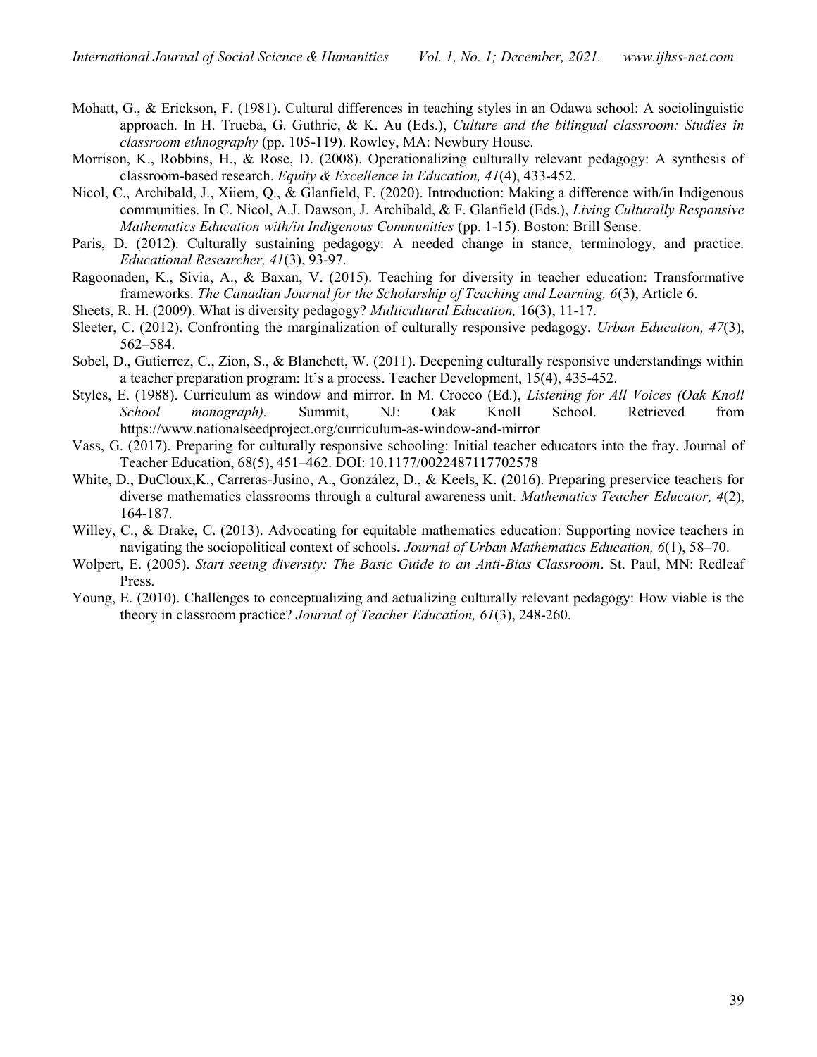Mohatt, G., & Erickson, F. (1981). Cultural differences in teaching styles in an Odawa school: A sociolinguistic approach. In H. Trueba, G. Guthrie, & K. Au (Eds.), *Culture and the bilingual classroom: Studies in classroom ethnography* (pp. 105-119). Rowley, MA: Newbury House.

Morrison, K., Robbins, H., & Rose, D. (2008). Operationalizing culturally relevant pedagogy: A synthesis of classroom-based research. *Equity & Excellence in Education, 41*(4), 433-452.

Nicol, C., Archibald, J., Xiiem, Q., & Glanfield, F. (2020). Introduction: Making a difference with/in Indigenous communities. In C. Nicol, A.J. Dawson, J. Archibald, & F. Glanfield (Eds.), *Living Culturally Responsive Mathematics Education with/in Indigenous Communities* (pp. 1-15). Boston: Brill Sense.

Paris, D. (2012). Culturally sustaining pedagogy: A needed change in stance, terminology, and practice. *Educational Researcher, 41*(3), 93-97.

Ragoonaden, K., Sivia, A., & Baxan, V. (2015). Teaching for diversity in teacher education: Transformative frameworks. *The Canadian Journal for the Scholarship of Teaching and Learning, 6*(3), Article 6.

Sheets, R. H. (2009). What is diversity pedagogy? *Multicultural Education,* 16(3), 11-17.

Sleeter, C. (2012). Confronting the marginalization of culturally responsive pedagogy. *Urban Education, 47*(3), 562–584.

Sobel, D., Gutierrez, C., Zion, S., & Blanchett, W. (2011). Deepening culturally responsive understandings within a teacher preparation program: It's a process. Teacher Development, 15(4), 435-452.

Styles, E. (1988). Curriculum as window and mirror. In M. Crocco (Ed.), *Listening for All Voices (Oak Knoll School monograph).* Summit, NJ: Oak Knoll School. Retrieved from https://www.nationalseedproject.org/curriculum-as-window-and-mirror

Vass, G. (2017). Preparing for culturally responsive schooling: Initial teacher educators into the fray. Journal of Teacher Education, 68(5), 451–462. DOI: 10.1177/0022487117702578

White, D., DuCloux,K., Carreras-Jusino, A., González, D., & Keels, K. (2016). Preparing preservice teachers for diverse mathematics classrooms through a cultural awareness unit. *Mathematics Teacher Educator, 4*(2), 164-187.

Willey, C., & Drake, C. (2013). Advocating for equitable mathematics education: Supporting novice teachers in navigating the sociopolitical context of schools**.** *Journal of Urban Mathematics Education, 6*(1), 58–70.

Wolpert, E. (2005). *Start seeing diversity: The Basic Guide to an Anti-Bias Classroom*. St. Paul, MN: Redleaf Press.

Young, E. (2010). Challenges to conceptualizing and actualizing culturally relevant pedagogy: How viable is the theory in classroom practice? *Journal of Teacher Education, 61*(3), 248-260.